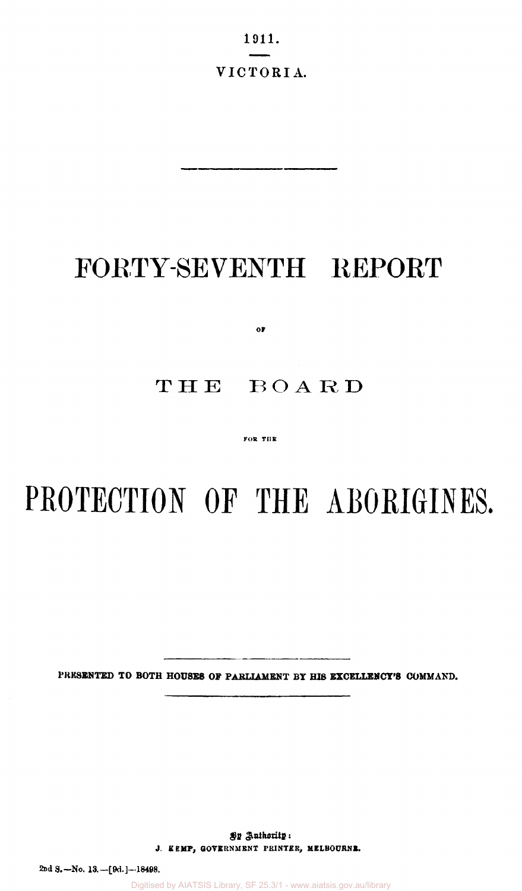1911.

VICTORIA.

# FORTY-SEVENTH REPORT

OF

# THE BOARD

FOR THE

# PROTECTION OF THE ABORIGINES.

PRESENTED TO BOTH HOUSES OF PARLIAMENT BY HIS EXCELLENCY'S COMMAND.

By Authority:
J. KEMP, GOVERNMENT PRINTER, MELBOURNE.

2nd S.—No. 13.—[9d.]—18498.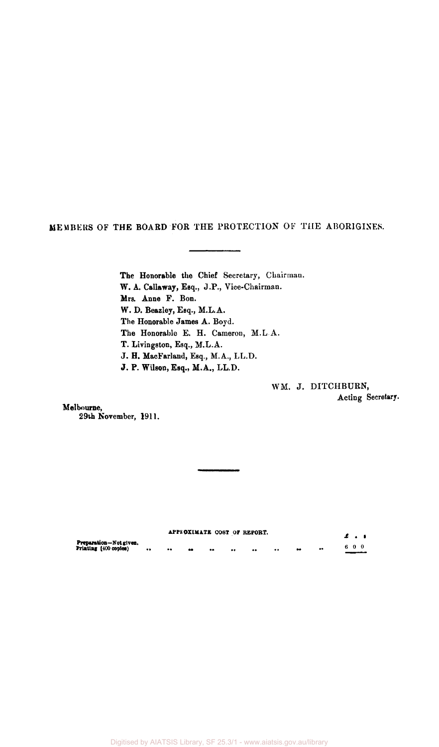## MEMBERS OF THE BOARD FOR THE PROTECTION OF THE ABORIGINES.

The Honorable the Chief Secretary, Chairman.
W. A. Callaway, Esq., J.P., Vice-Chairman.
Mrs. Anne F. Bon.
W. D. Beazley, Esq., M.L.A.
The Honorable James A. Boyd.
The Honorable E. H. Cameron, M.L.A.
T. Livingston, Esq., M.L.A.
J. H. MacFarland, Esq., M.A., LL.D.
J. P. Wilson, Esq., M.A., LL.D.

WM. J. DITCHBURN,
Acting Secretary.

Melbourne,
29th November, 1911.

APPROXIMATE COST OF REPORT.

| | £ s. d. |
|---|---|
| Preparation—Not given. | |
| Printing (400 copies) .. .. .. .. .. .. .. .. .. | 6 0 0 |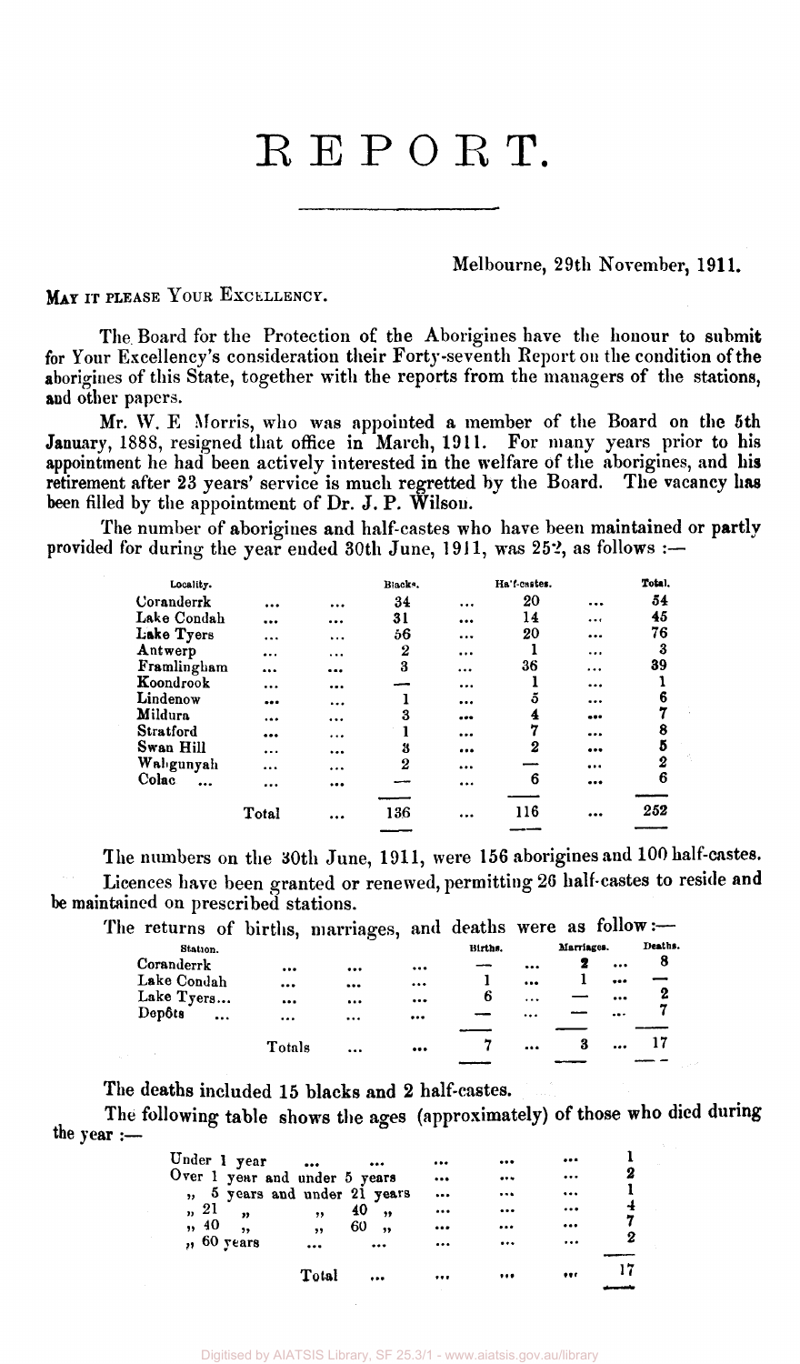# REPORT.

Melbourne, 29th November, 1911.

MAY IT PLEASE YOUR EXCELLENCY.

The Board for the Protection of the Aborigines have the honour to submit for Your Excellency's consideration their Forty-seventh Report on the condition of the aborigines of this State, together with the reports from the managers of the stations, and other papers.

Mr. W. E Morris, who was appointed a member of the Board on the 5th January, 1888, resigned that office in March, 1911. For many years prior to his appointment he had been actively interested in the welfare of the aborigines, and his retirement after 23 years' service is much regretted by the Board. The vacancy has been filled by the appointment of Dr. J. P. Wilson.

The number of aborigines and half-castes who have been maintained or partly provided for during the year ended 30th June, 1911, was 252, as follows :—

| Locality. | Blacks. | Half-castes. | Total. |
|---|---|---|---|
| Coranderrk | 34 | 20 | 54 |
| Lake Condah | 31 | 14 | 45 |
| Lake Tyers | 56 | 20 | 76 |
| Antwerp | 2 | 1 | 3 |
| Framlingham | 3 | 36 | 39 |
| Koondrook | — | 1 | 1 |
| Lindenow | 1 | 5 | 6 |
| Mildura | 3 | 4 | 7 |
| Stratford | 1 | 7 | 8 |
| Swan Hill | 3 | 2 | 5 |
| Wahgunyah | 2 | — | 2 |
| Colac | — | 6 | 6 |
| Total | 136 | 116 | 252 |

The numbers on the 30th June, 1911, were 156 aborigines and 100 half-castes.

Licences have been granted or renewed, permitting 26 half-castes to reside and be maintained on prescribed stations.

The returns of births, marriages, and deaths were as follow:—

| Station. | Births. | Marriages. | Deaths. |
|---|---|---|---|
| Coranderrk | — | 2 | 8 |
| Lake Condah | 1 | 1 | — |
| Lake Tyers... | 6 | — | 2 |
| Depôts | — | — | 7 |
| Totals | 7 | 3 | 17 |

The deaths included 15 blacks and 2 half-castes.

The following table shows the ages (approximately) of those who died during the year :—

| | |
|---|---|
| Under 1 year | 1 |
| Over 1 year and under 5 years | 2 |
| " 5 years and under 21 years | 1 |
| " 21 " " 40 " | 4 |
| " 40 " " 60 " | 7 |
| " 60 years | 2 |
| Total | 17 |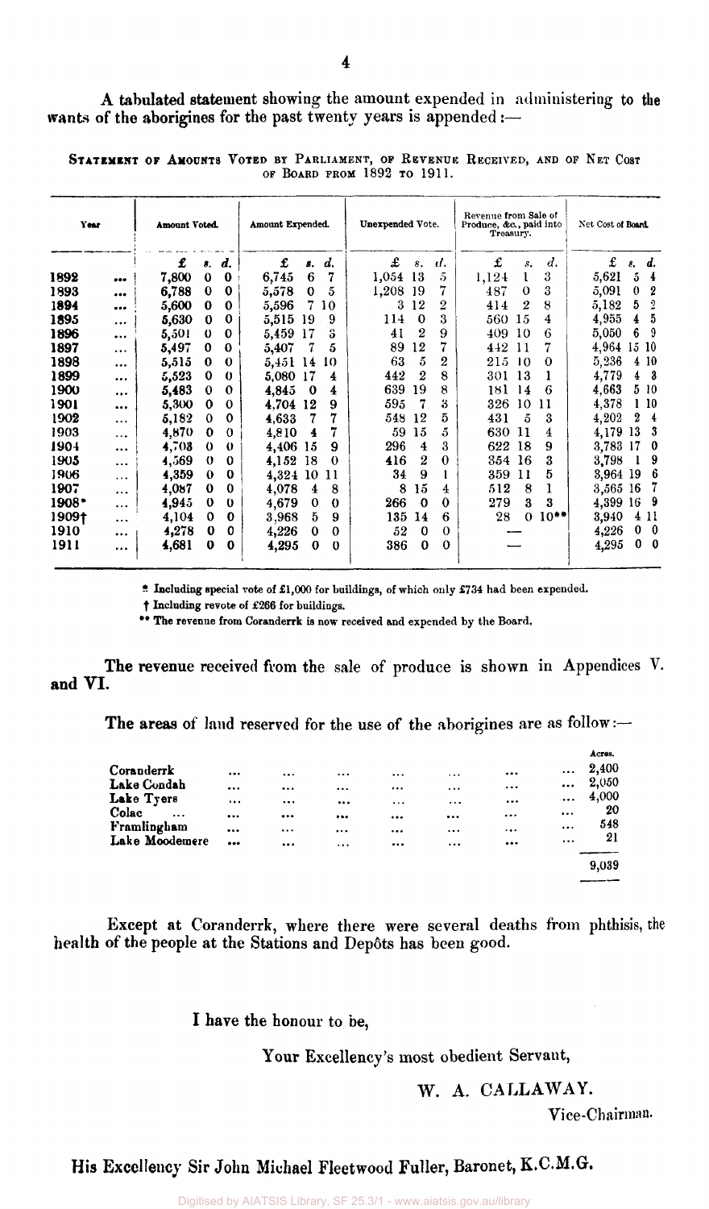A tabulated statement showing the amount expended in administering to the wants of the aborigines for the past twenty years is appended :—

STATEMENT OF AMOUNTS VOTED BY PARLIAMENT, OF REVENUE RECEIVED, AND OF NET COST OF BOARD FROM 1892 TO 1911.

| Year | Amount Voted. | | | Amount Expended. | | | Unexpended Vote. | | | Revenue from Sale of Produce, &c., paid into Treasury. | | | Net Cost of Board. | | |
|---|---|---|---|---|---|---|---|---|---|---|---|---|---|---|---|
| | £ | s. | d. | £ | s. | d. | £ | s. | d. | £ | s. | d. | £ | s. | d. |
| 1892 ... | 7,800 | 0 | 0 | 6,745 | 6 | 7 | 1,054 | 13 | 5 | 1,124 | 1 | 3 | 5,621 | 5 | 4 |
| 1893 ... | 6,788 | 0 | 0 | 5,578 | 0 | 5 | 1,208 | 19 | 7 | 487 | 0 | 3 | 5,091 | 0 | 2 |
| 1894 ... | 5,600 | 0 | 0 | 5,596 | 7 | 10 | 3 | 12 | 2 | 414 | 2 | 8 | 5,182 | 5 | 2 |
| 1895 ... | 5,630 | 0 | 0 | 5,515 | 19 | 9 | 114 | 0 | 3 | 560 | 15 | 4 | 4,955 | 4 | 5 |
| 1896 ... | 5,501 | 0 | 0 | 5,459 | 17 | 3 | 41 | 2 | 9 | 409 | 10 | 6 | 5,050 | 6 | 9 |
| 1897 ... | 5,497 | 0 | 0 | 5,407 | 7 | 5 | 89 | 12 | 7 | 442 | 11 | 7 | 4,964 | 15 | 10 |
| 1898 ... | 5,515 | 0 | 0 | 5,451 | 14 | 10 | 63 | 5 | 2 | 215 | 10 | 0 | 5,236 | 4 | 10 |
| 1899 ... | 5,523 | 0 | 0 | 5,080 | 17 | 4 | 442 | 2 | 8 | 301 | 13 | 1 | 4,779 | 4 | 3 |
| 1900 ... | 5,483 | 0 | 0 | 4,845 | 0 | 4 | 639 | 19 | 8 | 181 | 14 | 6 | 4,663 | 5 | 10 |
| 1901 ... | 5,300 | 0 | 0 | 4,704 | 12 | 9 | 595 | 7 | 3 | 326 | 10 | 11 | 4,378 | 1 | 10 |
| 1902 ... | 5,182 | 0 | 0 | 4,633 | 7 | 7 | 548 | 12 | 5 | 431 | 5 | 3 | 4,202 | 2 | 4 |
| 1903 ... | 4,870 | 0 | 0 | 4,810 | 4 | 7 | 59 | 15 | 5 | 630 | 11 | 4 | 4,179 | 13 | 3 |
| 1904 ... | 4,703 | 0 | 0 | 4,406 | 15 | 9 | 296 | 4 | 3 | 622 | 18 | 9 | 3,783 | 17 | 0 |
| 1905 ... | 4,569 | 0 | 0 | 4,152 | 18 | 0 | 416 | 2 | 0 | 354 | 16 | 3 | 3,798 | 1 | 9 |
| 1906 ... | 4,359 | 0 | 0 | 4,324 | 10 | 11 | 34 | 9 | 1 | 359 | 11 | 5 | 3,964 | 19 | 6 |
| 1907 ... | 4,087 | 0 | 0 | 4,078 | 4 | 8 | 8 | 15 | 4 | 512 | 8 | 1 | 3,565 | 16 | 7 |
| 1908* ... | 4,945 | 0 | 0 | 4,679 | 0 | 0 | 266 | 0 | 0 | 279 | 3 | 3 | 4,399 | 16 | 9 |
| 1909† ... | 4,104 | 0 | 0 | 3,968 | 5 | 9 | 135 | 14 | 6 | 28 | 0 | 10** | 3,940 | 4 | 11 |
| 1910 ... | 4,278 | 0 | 0 | 4,226 | 0 | 0 | 52 | 0 | 0 | — | | | 4,226 | 0 | 0 |
| 1911 ... | 4,681 | 0 | 0 | 4,295 | 0 | 0 | 386 | 0 | 0 | — | | | 4,295 | 0 | 0 |

\* Including special vote of £1,000 for buildings, of which only £734 had been expended.

† Including revote of £266 for buildings.

** The revenue from Coranderrk is now received and expended by the Board.

The revenue received from the sale of produce is shown in Appendices V. and VI.

The areas of land reserved for the use of the aborigines are as follow:—

| | Acres. |
|---|---|
| Coranderrk ... | 2,400 |
| Lake Condah ... | 2,050 |
| Lake Tyers ... | 4,000 |
| Colac ... | 20 |
| Framlingham ... | 548 |
| Lake Moodemere ... | 21 |
| | 9,039 |

Except at Coranderrk, where there were several deaths from phthisis, the health of the people at the Stations and Depôts has been good.

I have the honour to be,

Your Excellency's most obedient Servant,

W. A. CALLAWAY.

Vice-Chairman.

His Excellency Sir John Michael Fleetwood Fuller, Baronet, K.C.M.G.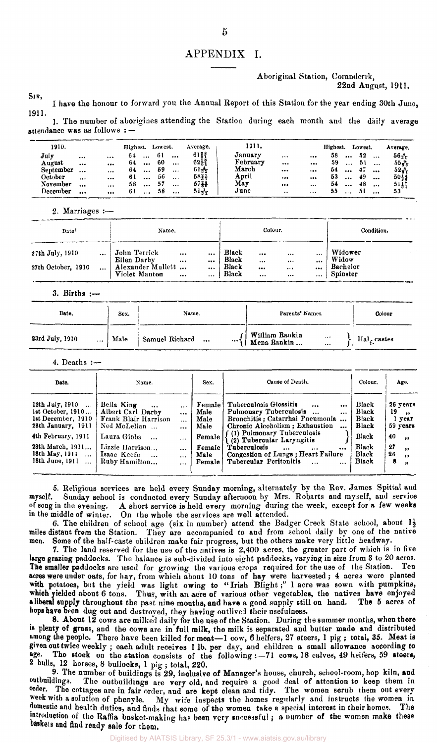# APPENDIX I.

Aboriginal Station, Coranderrk,
22nd August, 1911.

SIR,

I have the honour to forward you the Annual Report of this Station for the year ending 30th June, 1911.

1. The number of aborigines attending the Station during each month and the daily average attendance was as follows : —

| 1910. | Highest. | Lowest. | Average. | 1911. | Highest. | Lowest. | Average. |
|---|---|---|---|---|---|---|---|
| July | 64 | 61 | $61\frac{29}{31}$ | January | 58 | 52 | $56\frac{4}{31}$ |
| August | 64 | 60 | $62\frac{10}{31}$ | February | 59 | 51 | $55\frac{9}{28}$ |
| September | 64 | 59 | $61\frac{4}{31}$ | March | 54 | 47 | $52\frac{8}{31}$ |
| October | 61 | 56 | $58\frac{3}{3}\frac{1}{1}$ | April | 53 | 49 | $50\frac{1}{3}\frac{4}{0}$ |
| November | 58 | 57 | $57\frac{23}{30}$ | May | 54 | 48 | $51\frac{17}{31}$ |
| December | 61 | 58 | $51\frac{3}{31}$ | June | 55 | 51 | 53 |

2. Marriages :—

| Date. | Name. | Colour. | Condition. |
|---|---|---|---|
| 27th July, 1910 | John Terrick | Black | Widower |
| | Ellen Darby | Black | Widow |
| 27th October, 1910 | Alexander Mullett | Black | Bachelor |
| | Violet Manton | Black | Spinster |

3. Births :—

| Date. | Sex. | Name. | Parents' Names. | Colour |
|---|---|---|---|---|
| 23rd July, 1910 | Male | Samuel Richard | William Rankin / Mena Rankin | Half-castes |

4. Deaths :—

| Date. | Name. | Sex. | Cause of Death. | Colour. | Age. |
|---|---|---|---|---|---|
| 12th July, 1910 | Bella King | Female | Tuberculosis Glossitis | Black | 26 years |
| 1st October, 1910 | Albert Carl Darby | Male | Pulmonary Tuberculosis | Black | 19 ,, |
| 1st December, 1910 | Frank Blair Harrison | Male | Bronchitis ; Catarrhal Pneumonia | Black | 1 year |
| 28th January, 1911 | Ned McLellan | Male | Chronic Alcoholism ; Exhaustion | Black | 59 years |
| 4th February, 1911 | Laura Gibbs | Female | (1) Pulmonary Tuberculosis (2) Tubercular Laryngitis | Black | 40 ,, |
| 28th March, 1911 | Lizzie Harrison | Female | Tuberculosis | Black | 27 ,, |
| 18th May, 1911 | Isaac Keefe | Male | Congestion of Lungs ; Heart Failure | Black | 26 ,, |
| 18th June, 1911 | Ruby Hamilton | Female | Tubercular Peritonitis | Black | 8 ,, |

5. Religious services are held every Sunday morning, alternately by the Rev. James Spittal and myself. Sunday school is conducted every Sunday afternoon by Mrs. Robarts and myself, and service of song in the evening. A short service is held every morning during the week, except for a few weeks in the middle of winter. On the whole the services are well attended.

6. The children of school age (six in number) attend the Badger Creek State school, about $1\frac{1}{2}$ miles distant from the Station. They are accompanied to and from school daily by one of the native men. Some of the half-caste children make fair progress, but the others make very little headway.

7. The land reserved for the use of the natives is 2,400 acres, the greater part of which is in five large grazing paddocks. The balance is sub-divided into eight paddocks, varying in size from 3 to 20 acres. The smaller paddocks are used for growing the various crops required for the use of the Station. Ten acres were under oats, for hay, from which about 10 tons of hay were harvested ; 4 acres were planted with potatoes, but the yield was light owing to "Irish Blight ;" 1 acre was sown with pumpkins, which yielded about 6 tons. Thus, with an acre of various other vegetables, the natives have enjoyed a liberal supply throughout the past nine months, and have a good supply still on hand. The 5 acres of hops have been dug out and destroyed, they having outlived their usefulness.

8. About 12 cows are milked daily for the use of the Station. During the summer months, when there is plenty of grass, and the cows are in full milk, the milk is separated and butter made and distributed among the people. There have been killed for meat—1 cow, 6 heifers, 27 steers, 1 pig ; total, 35. Meat is given out twice weekly ; each adult receives 1 lb. per day, and children a small allowance according to age. The stock on the station consists of the following :—71 cows, 18 calves, 49 heifers, 59 steers, 2 bulls, 12 horses, 8 bullocks, 1 pig ; total, 220.

9. The number of buildings is 29, inclusive of Manager's house, church, school-room, hop kiln, and outbuildings. The outbuildings are very old, and require a good deal of attention to keep them in order. The cottages are in fair order, and are kept clean and tidy. The women scrub them out every week with a solution of phenyle. My wife inspects the homes regularly and instructs the women in domestic and health duties, and finds that some of the women take a special interest in their homes. The introduction of the Raffia basket-making has been very successful ; a number of the women make these baskets and find ready sale for them.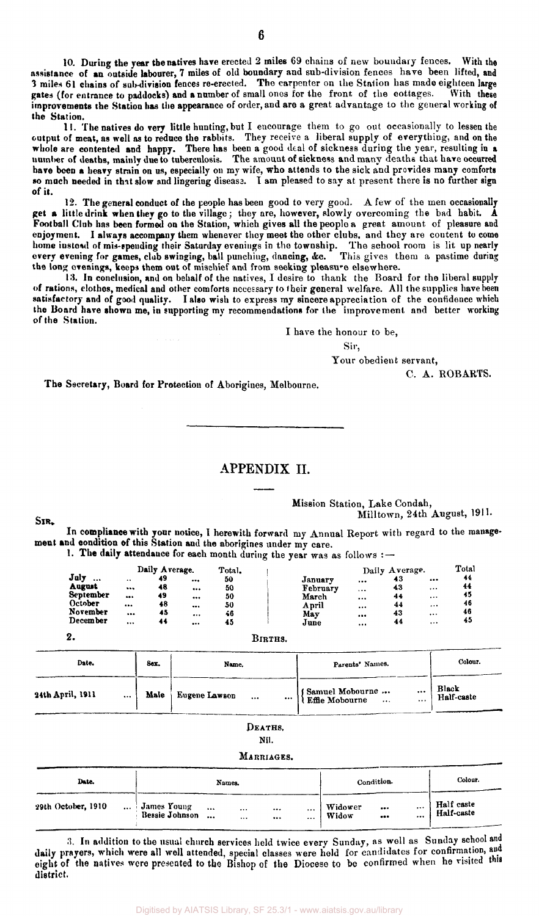10. During the year the natives have erected 2 miles 69 chains of new boundary fences. With the assistance of an outside labourer, 7 miles of old boundary and sub-division fences have been lifted, and 3 miles 61 chains of sub-division fences re-erected. The carpenter on the Station has made eighteen large gates (for entrance to paddocks) and a number of small ones for the front of the cottages. With these improvements the Station has the appearance of order, and are a great advantage to the general working of the Station.

11. The natives do very little hunting, but I encourage them to go out occasionally to lessen the output of meat, as well as to reduce the rabbits. They receive a liberal supply of everything, and on the whole are contented and happy. There has been a good deal of sickness during the year, resulting in a number of deaths, mainly due to tuberculosis. The amount of sickness and many deaths that have occurred have been a heavy strain on us, especially on my wife, who attends to the sick and provides many comforts so much needed in that slow and lingering disease. I am pleased to say at present there is no further sign of it.

12. The general conduct of the people has been good to very good. A few of the men occasionally get a little drink when they go to the village; they are, however, slowly overcoming the bad habit. A Football Club has been formed on the Station, which gives all the people a great amount of pleasure and enjoyment. I always accompany them whenever they meet the other clubs, and they are content to come home instead of mis-spending their Saturday evenings in the township. The school room is lit up nearly every evening for games, club swinging, ball punching, dancing, &c. This gives them a pastime during the long evenings, keeps them out of mischief and from seeking pleasure elsewhere.

13. In conclusion, and on behalf of the natives, I desire to thank the Board for the liberal supply of rations, clothes, medical and other comforts necessary to their general welfare. All the supplies have been satisfactory and of good quality. I also wish to express my sincere appreciation of the confidence which the Board have shown me, in supporting my recommendations for the improvement and better working of the Station.

I have the honour to be,

Sir,

Your obedient servant,

C. A. ROBARTS.

The Secretary, Board for Protection of Aborigines, Melbourne.

---

## APPENDIX II.

Mission Station, Lake Condah,
Milltown, 24th August, 1911.

SIR,

In compliance with your notice, I herewith forward my Annual Report with regard to the management and condition of this Station and the aborigines under my care.

1. The daily attendance for each month during the year was as follows:—

| | Daily Average. | Total. | | Daily Average. | Total |
|---|---|---|---|---|---|
| July | 49 | 50 | January | 43 | 44 |
| August | 48 | 50 | February | 43 | 44 |
| September | 49 | 50 | March | 44 | 45 |
| October | 48 | 50 | April | 44 | 46 |
| November | 45 | 46 | May | 43 | 46 |
| December | 44 | 45 | June | 44 | 45 |

2. BIRTHS.

| Date. | Sex. | Name. | Parents' Names. | Colour. |
|---|---|---|---|---|
| 24th April, 1911 | Male | Eugene Lawson | Samuel Mobourne<br>Effie Mobourne | Black<br>Half-caste |

DEATHS.

Nil.

MARRIAGES.

| Date. | Names. | Condition. | Colour. |
|---|---|---|---|
| 29th October, 1910 | James Young<br>Bessie Johnson | Widower<br>Widow | Half caste<br>Half-caste |

3. In addition to the usual church services held twice every Sunday, as well as Sunday school and daily prayers, which were all well attended, special classes were held for candidates for confirmation, and eight of the natives were presented to the Bishop of the Diocese to be confirmed when he visited this district.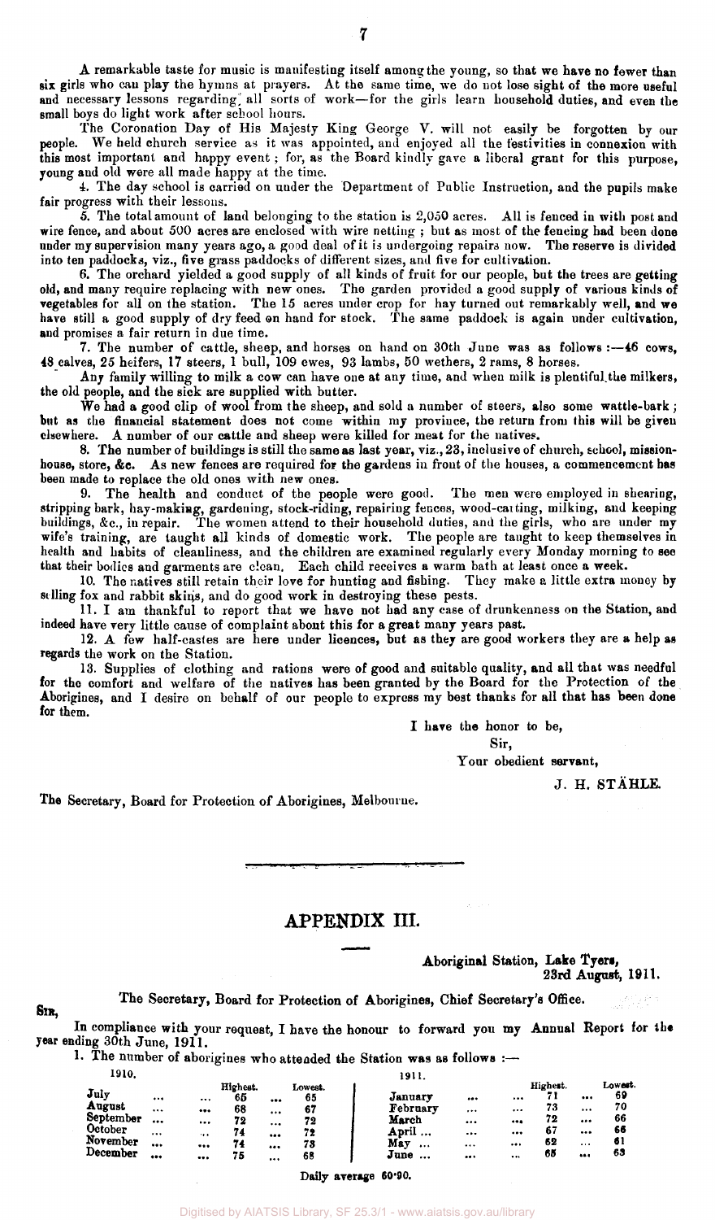A remarkable taste for music is manifesting itself among the young, so that we have no fewer than six girls who can play the hymns at prayers. At the same time, we do not lose sight of the more useful and necessary lessons regarding all sorts of work—for the girls learn household duties, and even the small boys do light work after school hours.

The Coronation Day of His Majesty King George V. will not easily be forgotten by our people. We held church service as it was appointed, and enjoyed all the festivities in connexion with this most important and happy event; for, as the Board kindly gave a liberal grant for this purpose, young and old were all made happy at the time.

4. The day school is carried on under the Department of Public Instruction, and the pupils make fair progress with their lessons.

5. The total amount of land belonging to the station is 2,050 acres. All is fenced in with post and wire fence, and about 500 acres are enclosed with wire netting; but as most of the fencing had been done under my supervision many years ago, a good deal of it is undergoing repairs now. The reserve is divided into ten paddocks, viz., five grass paddocks of different sizes, and five for cultivation.

6. The orchard yielded a good supply of all kinds of fruit for our people, but the trees are getting old, and many require replacing with new ones. The garden provided a good supply of various kinds of vegetables for all on the station. The 15 acres under crop for hay turned out remarkably well, and we have still a good supply of dry feed on hand for stock. The same paddock is again under cultivation, and promises a fair return in due time.

7. The number of cattle, sheep, and horses on hand on 30th June was as follows:—46 cows, 48 calves, 25 heifers, 17 steers, 1 bull, 109 ewes, 93 lambs, 50 wethers, 2 rams, 8 horses.

Any family willing to milk a cow can have one at any time, and when milk is plentiful the milkers, the old people, and the sick are supplied with butter.

We had a good clip of wool from the sheep, and sold a number of steers, also some wattle-bark; but as the financial statement does not come within my province, the return from this will be given elsewhere. A number of our cattle and sheep were killed for meat for the natives.

8. The number of buildings is still the same as last year, viz., 23, inclusive of church, school, mission-house, store, &c. As new fences are required for the gardens in front of the houses, a commencement has been made to replace the old ones with new ones.

9. The health and conduct of the people were good. The men were employed in shearing, stripping bark, hay-making, gardening, stock-riding, repairing fences, wood-cutting, milking, and keeping buildings, &c., in repair. The women attend to their household duties, and the girls, who are under my wife's training, are taught all kinds of domestic work. The people are taught to keep themselves in health and habits of cleanliness, and the children are examined regularly every Monday morning to see that their bodies and garments are clean. Each child receives a warm bath at least once a week.

10. The natives still retain their love for hunting and fishing. They make a little extra money by selling fox and rabbit skins, and do good work in destroying these pests.

11. I am thankful to report that we have not had any case of drunkenness on the Station, and indeed have very little cause of complaint about this for a great many years past.

12. A few half-castes are here under licences, but as they are good workers they are a help as regards the work on the Station.

13. Supplies of clothing and rations were of good and suitable quality, and all that was needful for the comfort and welfare of the natives has been granted by the Board for the Protection of the Aborigines, and I desire on behalf of our people to express my best thanks for all that has been done for them.

I have the honor to be,

Sir,

Your obedient servant,

J. H. STÄHLE.

The Secretary, Board for Protection of Aborigines, Melbourne.

---

# APPENDIX III.

Aboriginal Station, Lake Tyers,
23rd August, 1911.

The Secretary, Board for Protection of Aborigines, Chief Secretary's Office.

SIR,

In compliance with your request, I have the honour to forward you my Annual Report for the year ending 30th June, 1911.

1. The number of aborigines who attended the Station was as follows:—

| 1910. | Highest. | Lowest. | 1911. | Highest. | Lowest. |
|---|---|---|---|---|---|
| July | 65 | 65 | January | 71 | 69 |
| August | 68 | 67 | February | 73 | 70 |
| September | 72 | 72 | March | 72 | 66 |
| October | 74 | 72 | April | 67 | 66 |
| November | 74 | 73 | May | 62 | 61 |
| December | 75 | 68 | June | 65 | 63 |

Daily average 60·90.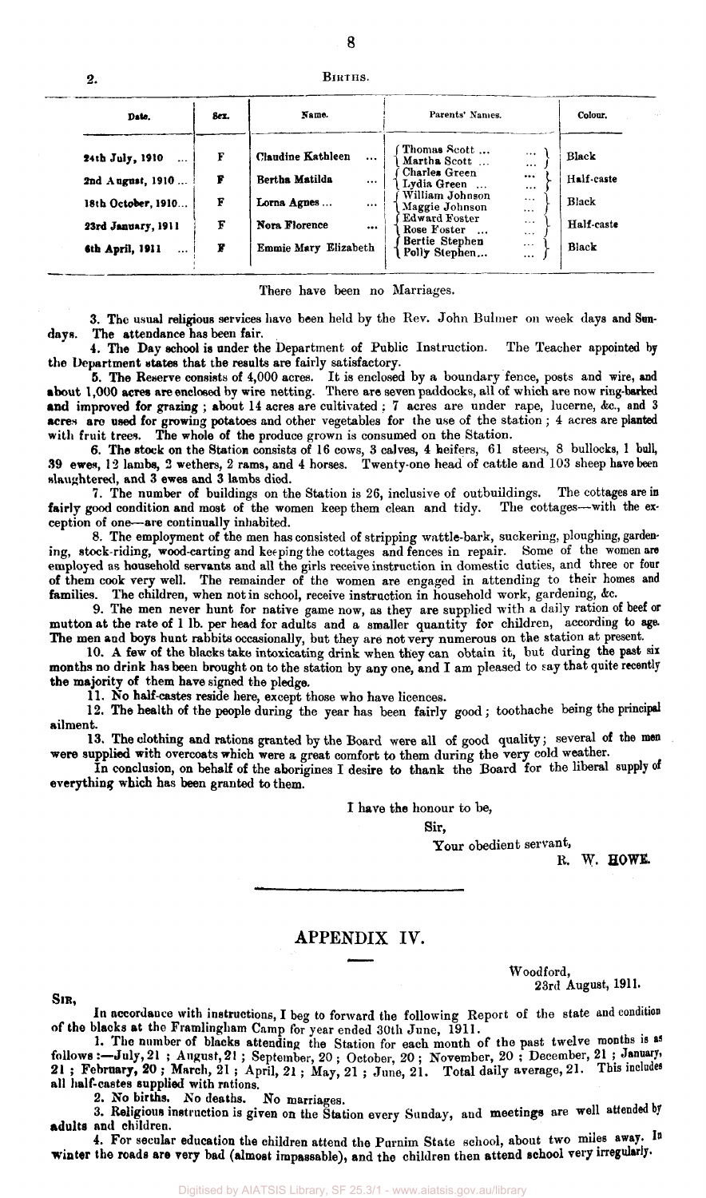2. BIRTHS.

| Date. | Sex. | Name. | Parents' Names. | Colour. |
|---|---|---|---|---|
| 24th July, 1910 ... | F | Claudine Kathleen ... | Thomas Scott ... / Martha Scott ... | Black |
| 2nd August, 1910 ... | F | Bertha Matilda ... | Charles Green ... / Lydia Green ... | Half-caste |
| 18th October, 1910... | F | Lorna Agnes ... | William Johnson ... / Maggie Johnson ... | Black |
| 23rd January, 1911 | F | Nora Florence ... | Edward Foster ... / Rose Foster ... | Half-caste |
| 6th April, 1911 ... | F | Emmie Mary Elizabeth | Bertie Stephen ... / Polly Stephen... | Black |

There have been no Marriages.

3. The usual religious services have been held by the Rev. John Bulmer on week days and Sundays. The attendance has been fair.

4. The Day school is under the Department of Public Instruction. The Teacher appointed by the Department states that the results are fairly satisfactory.

5. The Reserve consists of 4,000 acres. It is enclosed by a boundary fence, posts and wire, and about 1,000 acres are enclosed by wire netting. There are seven paddocks, all of which are now ring-barked and improved for grazing; about 14 acres are cultivated; 7 acres are under rape, lucerne, &c., and 3 acres are used for growing potatoes and other vegetables for the use of the station; 4 acres are planted with fruit trees. The whole of the produce grown is consumed on the Station.

6. The stock on the Station consists of 16 cows, 3 calves, 4 heifers, 61 steers, 8 bullocks, 1 bull, 39 ewes, 12 lambs, 2 wethers, 2 rams, and 4 horses. Twenty-one head of cattle and 103 sheep have been slaughtered, and 3 ewes and 3 lambs died.

7. The number of buildings on the Station is 26, inclusive of outbuildings. The cottages are in fairly good condition and most of the women keep them clean and tidy. The cottages—with the exception of one—are continually inhabited.

8. The employment of the men has consisted of stripping wattle-bark, suckering, ploughing, gardening, stock-riding, wood-carting and keeping the cottages and fences in repair. Some of the women are employed as household servants and all the girls receive instruction in domestic duties, and three or four of them cook very well. The remainder of the women are engaged in attending to their homes and families. The children, when not in school, receive instruction in household work, gardening, &c.

9. The men never hunt for native game now, as they are supplied with a daily ration of beef or mutton at the rate of 1 lb. per head for adults and a smaller quantity for children, according to age. The men and boys hunt rabbits occasionally, but they are not very numerous on the station at present.

10. A few of the blacks take intoxicating drink when they can obtain it, but during the past six months no drink has been brought on to the station by any one, and I am pleased to say that quite recently the majority of them have signed the pledge.

11. No half-castes reside here, except those who have licences.

12. The health of the people during the year has been fairly good; toothache being the principal ailment.

13. The clothing and rations granted by the Board were all of good quality; several of the men were supplied with overcoats which were a great comfort to them during the very cold weather.

In conclusion, on behalf of the aborigines I desire to thank the Board for the liberal supply of everything which has been granted to them.

I have the honour to be,

Sir,

Your obedient servant,

R. W. HOWE.

## APPENDIX IV.

Woodford,
23rd August, 1911.

SIR,

In accordance with instructions, I beg to forward the following Report of the state and condition of the blacks at the Framlingham Camp for year ended 30th June, 1911.

1. The number of blacks attending the Station for each month of the past twelve months is as follows:—July, 21; August, 21; September, 20; October, 20; November, 20; December, 21; January, 21; February, 20; March, 21; April, 21; May, 21; June, 21. Total daily average, 21. This includes all half-castes supplied with rations.

2. No births. No deaths. No marriages.

3. Religious instruction is given on the Station every Sunday, and meetings are well attended by adults and children.

4. For secular education the children attend the Purnim State school, about two miles away. In winter the roads are very bad (almost impassable), and the children then attend school very irregularly.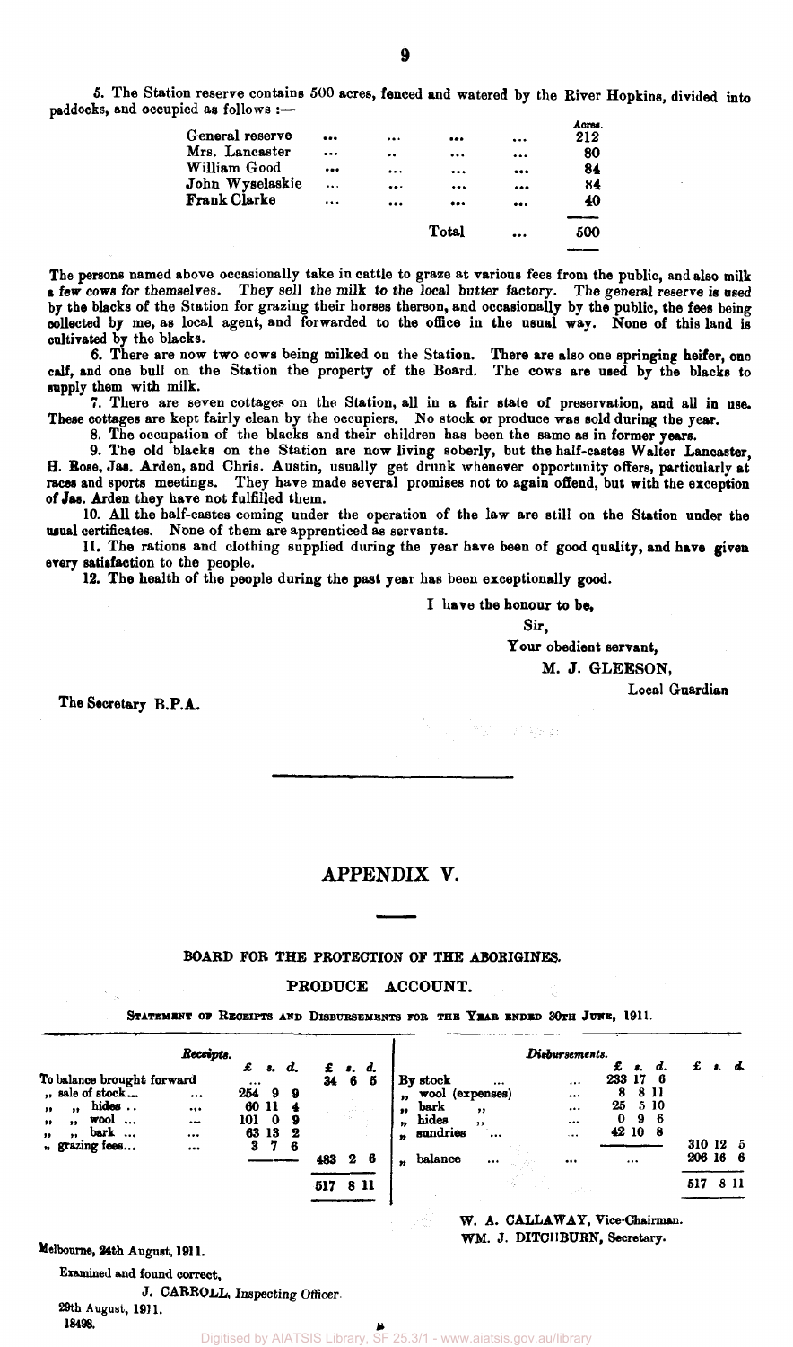5. The Station reserve contains 500 acres, fenced and watered by the River Hopkins, divided into paddocks, and occupied as follows :—

| | Acres. |
|---|---|
| General reserve ... ... ... ... | 212 |
| Mrs. Lancaster ... .. ... ... | 80 |
| William Good ... ... ... ... | 84 |
| John Wyselaskie ... ... ... ... | 84 |
| Frank Clarke ... ... ... ... | 40 |
| Total ... | 500 |

The persons named above occasionally take in cattle to graze at various fees from the public, and also milk a few cows for themselves. They sell the milk to the local butter factory. The general reserve is used by the blacks of the Station for grazing their horses thereon, and occasionally by the public, the fees being collected by me, as local agent, and forwarded to the office in the usual way. None of this land is cultivated by the blacks.

6. There are now two cows being milked on the Station. There are also one springing heifer, one calf, and one bull on the Station the property of the Board. The cows are used by the blacks to supply them with milk.

7. There are seven cottages on the Station, all in a fair state of preservation, and all in use. These cottages are kept fairly clean by the occupiers. No stock or produce was sold during the year.

8. The occupation of the blacks and their children has been the same as in former years.

9. The old blacks on the Station are now living soberly, but the half-castes Walter Lancaster, H. Rose, Jas. Arden, and Chris. Austin, usually get drunk whenever opportunity offers, particularly at races and sports meetings. They have made several promises not to again offend, but with the exception of Jas. Arden they have not fulfilled them.

10. All the half-castes coming under the operation of the law are still on the Station under the usual certificates. None of them are apprenticed as servants.

11. The rations and clothing supplied during the year have been of good quality, and have given every satisfaction to the people.

12. The health of the people during the past year has been exceptionally good.

I have the honour to be,

Sir,

Your obedient servant,

M. J. GLEESON,

Local Guardian

The Secretary B.P.A.

---

# APPENDIX V.

## BOARD FOR THE PROTECTION OF THE ABORIGINES.

### PRODUCE ACCOUNT.

STATEMENT OF RECEIPTS AND DISBURSEMENTS FOR THE YEAR ENDED 30TH JUNE, 1911.

| *Receipts.* | £ s. d. | £ s. d. | *Disbursements.* | £ s. d. | £ s. d. |
|---|---|---|---|---|---|
| To balance brought forward | ... | 34 6 5 | By stock ... ... | 233 17 6 | |
| ,, sale of stock ... ... | 254 9 9 | | ,, wool (expenses) ... | 8 8 11 | |
| ,, ,, hides .. ... | 60 11 4 | | ,, bark ,, ... | 25 5 10 | |
| ,, ,, wool ... ... | 101 0 9 | | ,, hides ,, ... | 0 9 6 | |
| ,, ,, bark ... ... | 63 13 2 | | ,, sundries ... ... | 42 10 8 | |
| ,, grazing fees... ... | 3 7 6 | | | | 310 12 5 |
| | | 483 2 6 | ,, balance ... ... | ... | 206 16 6 |
| | | 517 8 11 | | | 517 8 11 |

W. A. CALLAWAY, Vice-Chairman.
WM. J. DITCHBURN, Secretary.

Melbourne, 24th August, 1911.

Examined and found correct,

J. CARROLL, Inspecting Officer.

29th August, 1911.

18498.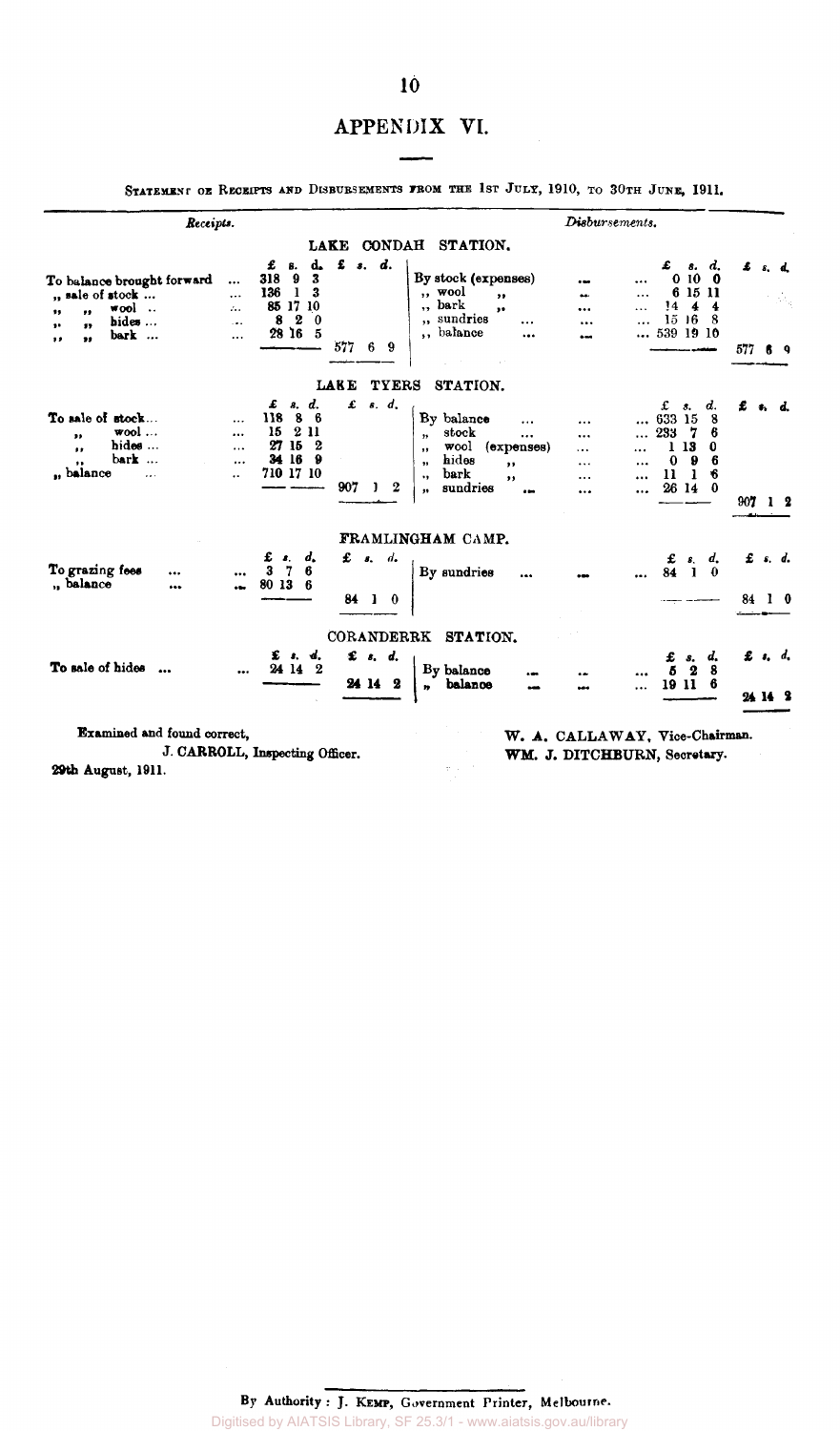# APPENDIX VI.

STATEMENT OF RECEIPTS AND DISBURSEMENTS FROM THE 1ST JULY, 1910, TO 30TH JUNE, 1911.

*Receipts.* | *Disbursements.*

## LAKE CONDAH STATION.

| Receipts | £ s. d. | £ s. d. | Disbursements | £ s. d. | £ s. d. |
|---|---|---|---|---|---|
| To balance brought forward ... | 318 9 3 | | By stock (expenses) ... | 0 10 0 | |
| ,, sale of stock ... | 136 1 3 | | ,, wool ,, ... | 6 15 11 | |
| ,, ,, wool ... | 85 17 10 | | ,, bark ,, ... | 14 4 4 | |
| ,, ,, hides ... | 8 2 0 | | ,, sundries ... | 15 16 8 | |
| ,, ,, bark ... | 28 16 5 | | ,, balance ... | 539 19 10 | |
| | | 577 6 9 | | | 577 6 9 |

## LAKE TYERS STATION.

| Receipts | £ s. d. | £ s. d. | Disbursements | £ s. d. | £ s. d. |
|---|---|---|---|---|---|
| To sale of stock... | 118 8 6 | | By balance ... | 633 15 8 | |
| ,, wool ... | 15 2 11 | | ,, stock ... | 233 7 6 | |
| ,, hides ... | 27 15 2 | | ,, wool (expenses) ... | 1 13 0 | |
| ,, bark ... | 34 16 9 | | ,, hides ,, ... | 0 9 6 | |
| ,, balance ... | 710 17 10 | | ,, bark ,, ... | 11 1 6 | |
| | | 907 1 2 | ,, sundries ... | 26 14 0 | |
| | | | | | 907 1 2 |

## FRAMLINGHAM CAMP.

| Receipts | £ s. d. | £ s. d. | Disbursements | £ s. d. | £ s. d. |
|---|---|---|---|---|---|
| To grazing fees ... | 3 7 6 | | By sundries ... | 84 1 0 | |
| ,, balance ... | 80 13 6 | | | | |
| | | 84 1 0 | | | 84 1 0 |

## CORANDERRK STATION.

| Receipts | £ s. d. | £ s. d. | Disbursements | £ s. d. | £ s. d. |
|---|---|---|---|---|---|
| To sale of hides ... | 24 14 2 | | By balance ... | 5 2 8 | |
| | | 24 14 2 | ,, balance ... | 19 11 6 | |
| | | | | | 24 14 2 |

Examined and found correct,

J. CARROLL, Inspecting Officer.

29th August, 1911.

W. A. CALLAWAY, Vice-Chairman.

WM. J. DITCHBURN, Secretary.

By Authority: J. KEMP, Government Printer, Melbourne.